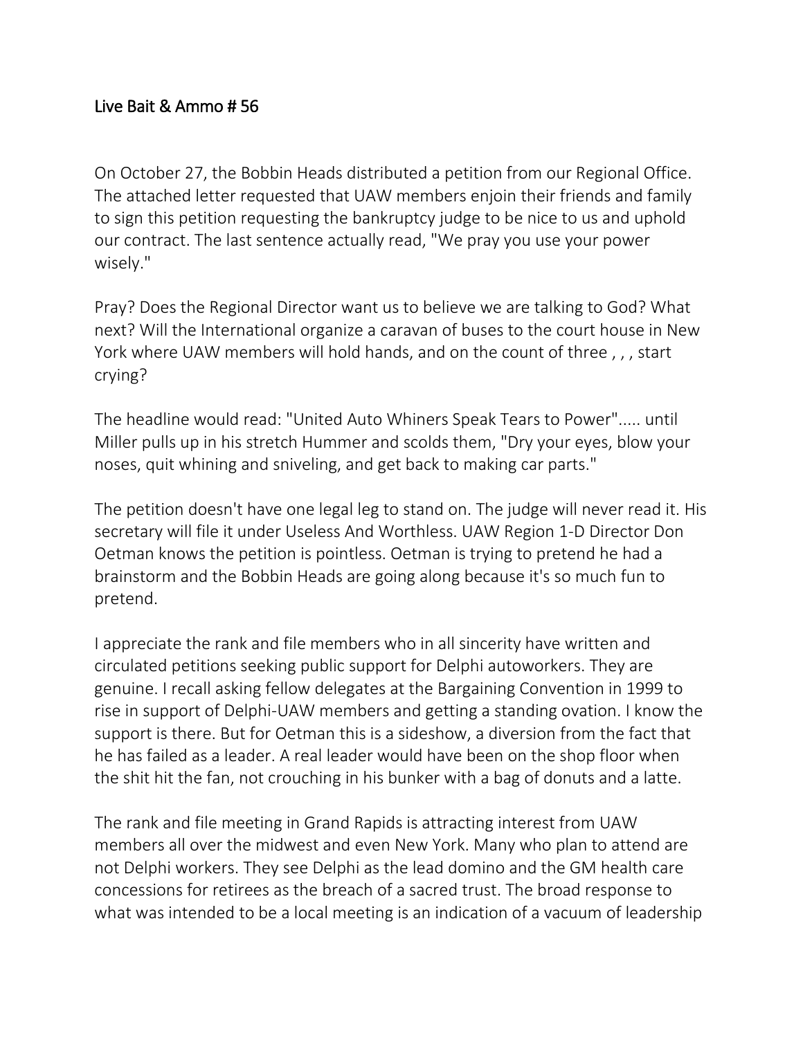# Live Bait & Ammo # 56

On October 27, the Bobbin Heads distributed a petition from our Regional Office. The attached letter requested that UAW members enjoin their friends and family to sign this petition requesting the bankruptcy judge to be nice to us and uphold our contract. The last sentence actually read, "We pray you use your power wisely."

Pray? Does the Regional Director want us to believe we are talking to God? What next? Will the International organize a caravan of buses to the court house in New York where UAW members will hold hands, and on the count of three , , , start crying?

The headline would read: "United Auto Whiners Speak Tears to Power"..... until Miller pulls up in his stretch Hummer and scolds them, "Dry your eyes, blow your noses, quit whining and sniveling, and get back to making car parts."

The petition doesn't have one legal leg to stand on. The judge will never read it. His secretary will file it under Useless And Worthless. UAW Region 1-D Director Don Oetman knows the petition is pointless. Oetman is trying to pretend he had a brainstorm and the Bobbin Heads are going along because it's so much fun to pretend.

I appreciate the rank and file members who in all sincerity have written and circulated petitions seeking public support for Delphi autoworkers. They are genuine. I recall asking fellow delegates at the Bargaining Convention in 1999 to rise in support of Delphi-UAW members and getting a standing ovation. I know the support is there. But for Oetman this is a sideshow, a diversion from the fact that he has failed as a leader. A real leader would have been on the shop floor when the shit hit the fan, not crouching in his bunker with a bag of donuts and a latte.

The rank and file meeting in Grand Rapids is attracting interest from UAW members all over the midwest and even New York. Many who plan to attend are not Delphi workers. They see Delphi as the lead domino and the GM health care concessions for retirees as the breach of a sacred trust. The broad response to what was intended to be a local meeting is an indication of a vacuum of leadership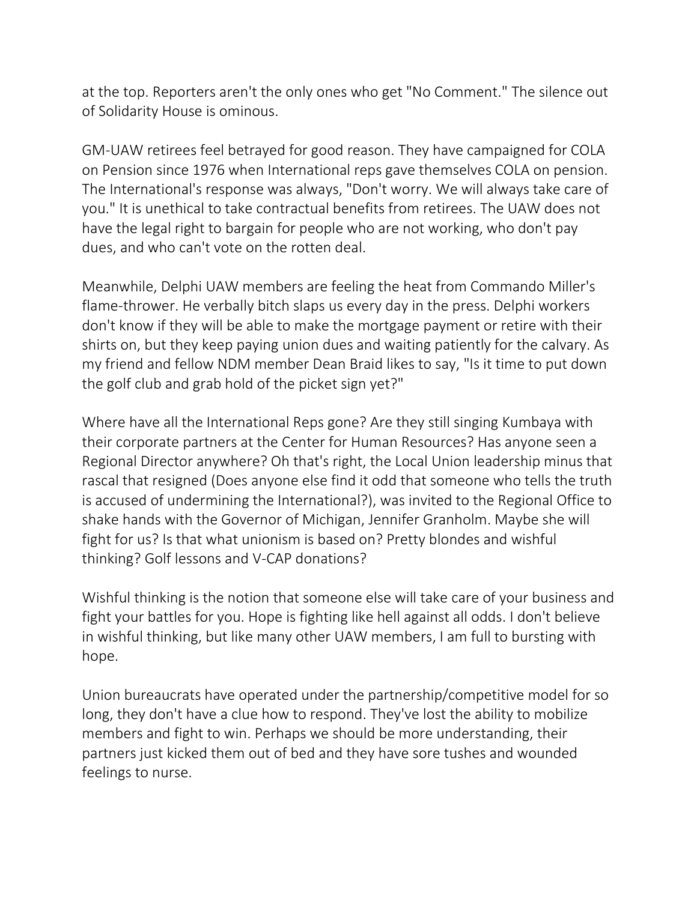at the top. Reporters aren't the only ones who get "No Comment." The silence out of Solidarity House is ominous.

GM-UAW retirees feel betrayed for good reason. They have campaigned for COLA on Pension since 1976 when International reps gave themselves COLA on pension. The International's response was always, "Don't worry. We will always take care of you." It is unethical to take contractual benefits from retirees. The UAW does not have the legal right to bargain for people who are not working, who don't pay dues, and who can't vote on the rotten deal.

Meanwhile, Delphi UAW members are feeling the heat from Commando Miller's flame-thrower. He verbally bitch slaps us every day in the press. Delphi workers don't know if they will be able to make the mortgage payment or retire with their shirts on, but they keep paying union dues and waiting patiently for the calvary. As my friend and fellow NDM member Dean Braid likes to say, "Is it time to put down the golf club and grab hold of the picket sign yet?"

Where have all the International Reps gone? Are they still singing Kumbaya with their corporate partners at the Center for Human Resources? Has anyone seen a Regional Director anywhere? Oh that's right, the Local Union leadership minus that rascal that resigned (Does anyone else find it odd that someone who tells the truth is accused of undermining the International?), was invited to the Regional Office to shake hands with the Governor of Michigan, Jennifer Granholm. Maybe she will fight for us? Is that what unionism is based on? Pretty blondes and wishful thinking? Golf lessons and V-CAP donations?

Wishful thinking is the notion that someone else will take care of your business and fight your battles for you. Hope is fighting like hell against all odds. I don't believe in wishful thinking, but like many other UAW members, I am full to bursting with hope.

Union bureaucrats have operated under the partnership/competitive model for so long, they don't have a clue how to respond. They've lost the ability to mobilize members and fight to win. Perhaps we should be more understanding, their partners just kicked them out of bed and they have sore tushes and wounded feelings to nurse.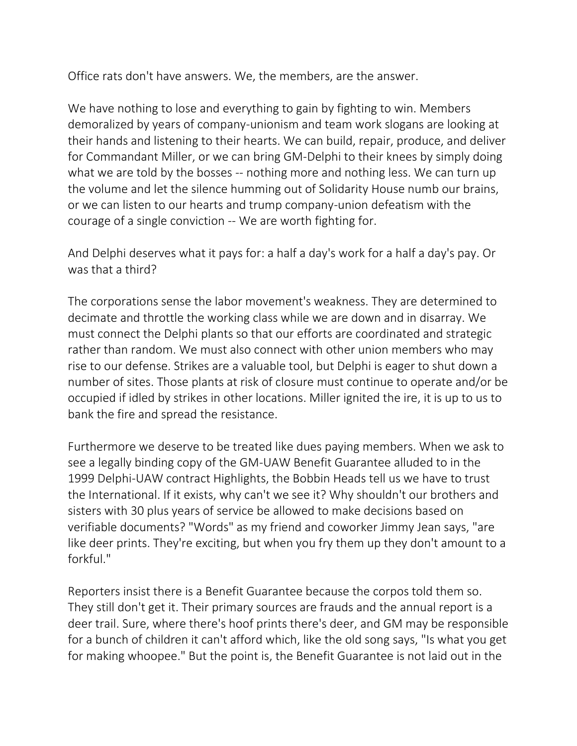Office rats don't have answers. We, the members, are the answer.

We have nothing to lose and everything to gain by fighting to win. Members demoralized by years of company-unionism and team work slogans are looking at their hands and listening to their hearts. We can build, repair, produce, and deliver for Commandant Miller, or we can bring GM-Delphi to their knees by simply doing what we are told by the bosses -- nothing more and nothing less. We can turn up the volume and let the silence humming out of Solidarity House numb our brains, or we can listen to our hearts and trump company-union defeatism with the courage of a single conviction -- We are worth fighting for.

And Delphi deserves what it pays for: a half a day's work for a half a day's pay. Or was that a third?

The corporations sense the labor movement's weakness. They are determined to decimate and throttle the working class while we are down and in disarray. We must connect the Delphi plants so that our efforts are coordinated and strategic rather than random. We must also connect with other union members who may rise to our defense. Strikes are a valuable tool, but Delphi is eager to shut down a number of sites. Those plants at risk of closure must continue to operate and/or be occupied if idled by strikes in other locations. Miller ignited the ire, it is up to us to bank the fire and spread the resistance.

Furthermore we deserve to be treated like dues paying members. When we ask to see a legally binding copy of the GM-UAW Benefit Guarantee alluded to in the 1999 Delphi-UAW contract Highlights, the Bobbin Heads tell us we have to trust the International. If it exists, why can't we see it? Why shouldn't our brothers and sisters with 30 plus years of service be allowed to make decisions based on verifiable documents? "Words" as my friend and coworker Jimmy Jean says, "are like deer prints. They're exciting, but when you fry them up they don't amount to a forkful."

Reporters insist there is a Benefit Guarantee because the corpos told them so. They still don't get it. Their primary sources are frauds and the annual report is a deer trail. Sure, where there's hoof prints there's deer, and GM may be responsible for a bunch of children it can't afford which, like the old song says, "Is what you get for making whoopee." But the point is, the Benefit Guarantee is not laid out in the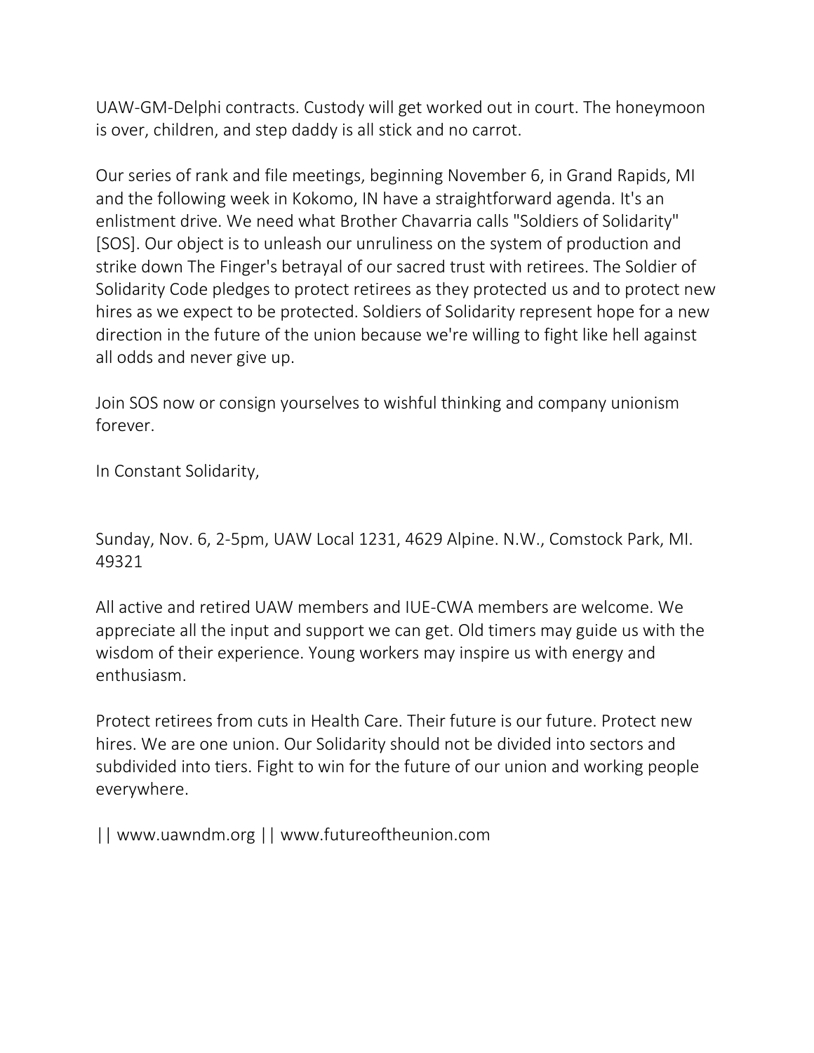UAW-GM-Delphi contracts. Custody will get worked out in court. The honeymoon is over, children, and step daddy is all stick and no carrot.

Our series of rank and file meetings, beginning November 6, in Grand Rapids, MI and the following week in Kokomo, IN have a straightforward agenda. It's an enlistment drive. We need what Brother Chavarria calls "Soldiers of Solidarity" [SOS]. Our object is to unleash our unruliness on the system of production and strike down The Finger's betrayal of our sacred trust with retirees. The Soldier of Solidarity Code pledges to protect retirees as they protected us and to protect new hires as we expect to be protected. Soldiers of Solidarity represent hope for a new direction in the future of the union because we're willing to fight like hell against all odds and never give up.

Join SOS now or consign yourselves to wishful thinking and company unionism forever.

In Constant Solidarity,

Sunday, Nov. 6, 2-5pm, UAW Local 1231, 4629 Alpine. N.W., Comstock Park, MI. 49321

All active and retired UAW members and IUE-CWA members are welcome. We appreciate all the input and support we can get. Old timers may guide us with the wisdom of their experience. Young workers may inspire us with energy and enthusiasm.

Protect retirees from cuts in Health Care. Their future is our future. Protect new hires. We are one union. Our Solidarity should not be divided into sectors and subdivided into tiers. Fight to win for the future of our union and working people everywhere.

|| www.uawndm.org || www.futureoftheunion.com